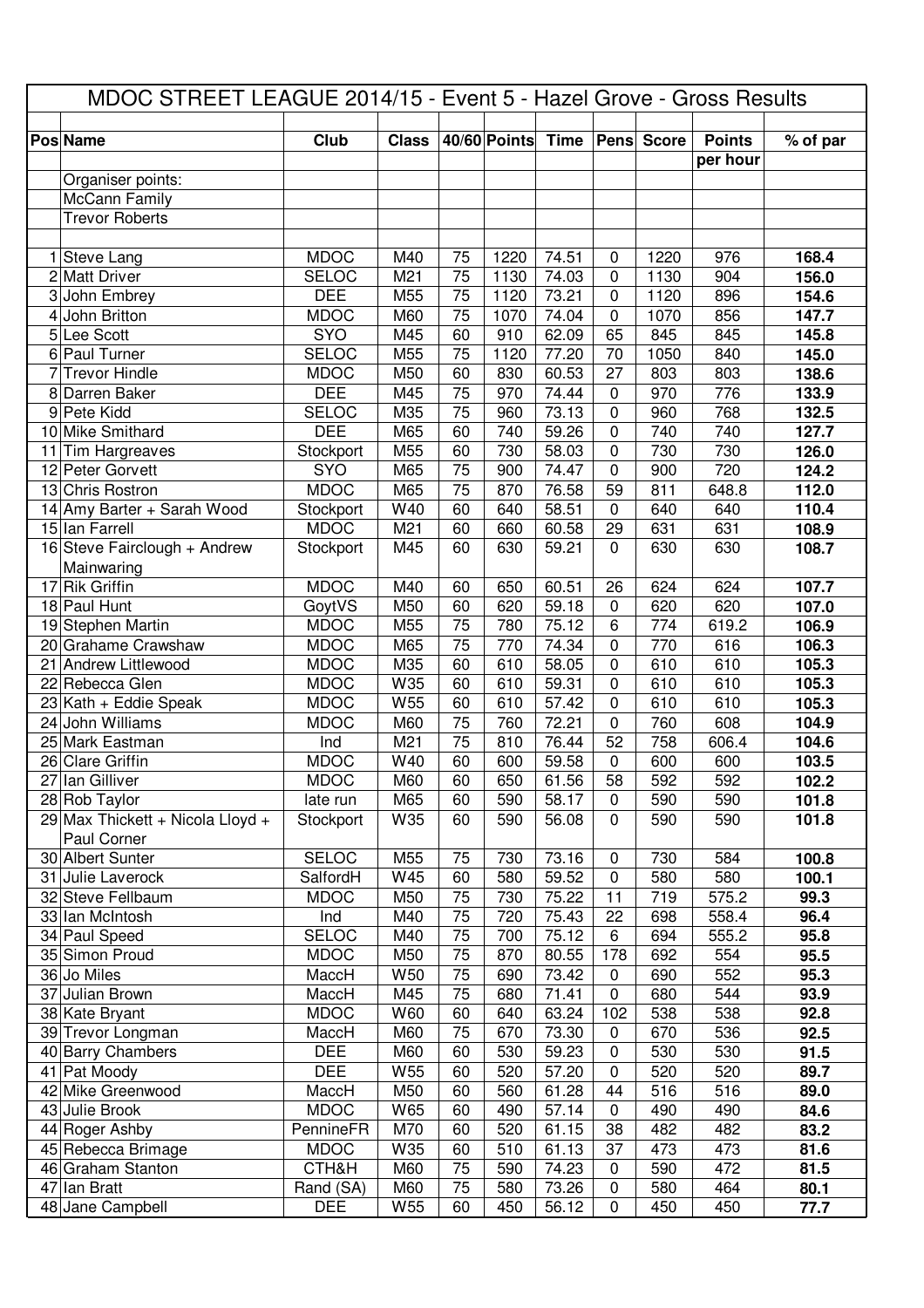# MDOC STREET LEAGUE 2014/15 - Event 5 - Hazel Grove - Gross Results

| Pos | Name | Club | Class | 40/60 | Points | Time | Pens | Score | Points per hour | % of par |
|---|---|---|---|---|---|---|---|---|---|---|
| | Organiser points: | | | | | | | | | |
| | McCann Family | | | | | | | | | |
| | Trevor Roberts | | | | | | | | | |
| | | | | | | | | | | |
| 1 | Steve Lang | MDOC | M40 | 75 | 1220 | 74.51 | 0 | 1220 | 976 | **168.4** |
| 2 | Matt Driver | SELOC | M21 | 75 | 1130 | 74.03 | 0 | 1130 | 904 | **156.0** |
| 3 | John Embrey | DEE | M55 | 75 | 1120 | 73.21 | 0 | 1120 | 896 | **154.6** |
| 4 | John Britton | MDOC | M60 | 75 | 1070 | 74.04 | 0 | 1070 | 856 | **147.7** |
| 5 | Lee Scott | SYO | M45 | 60 | 910 | 62.09 | 65 | 845 | 845 | **145.8** |
| 6 | Paul Turner | SELOC | M55 | 75 | 1120 | 77.20 | 70 | 1050 | 840 | **145.0** |
| 7 | Trevor Hindle | MDOC | M50 | 60 | 830 | 60.53 | 27 | 803 | 803 | **138.6** |
| 8 | Darren Baker | DEE | M45 | 75 | 970 | 74.44 | 0 | 970 | 776 | **133.9** |
| 9 | Pete Kidd | SELOC | M35 | 75 | 960 | 73.13 | 0 | 960 | 768 | **132.5** |
| 10 | Mike Smithard | DEE | M65 | 60 | 740 | 59.26 | 0 | 740 | 740 | **127.7** |
| 11 | Tim Hargreaves | Stockport | M55 | 60 | 730 | 58.03 | 0 | 730 | 730 | **126.0** |
| 12 | Peter Gorvett | SYO | M65 | 75 | 900 | 74.47 | 0 | 900 | 720 | **124.2** |
| 13 | Chris Rostron | MDOC | M65 | 75 | 870 | 76.58 | 59 | 811 | 648.8 | **112.0** |
| 14 | Amy Barter + Sarah Wood | Stockport | W40 | 60 | 640 | 58.51 | 0 | 640 | 640 | **110.4** |
| 15 | Ian Farrell | MDOC | M21 | 60 | 660 | 60.58 | 29 | 631 | 631 | **108.9** |
| 16 | Steve Fairclough + Andrew Mainwaring | Stockport | M45 | 60 | 630 | 59.21 | 0 | 630 | 630 | **108.7** |
| 17 | Rik Griffin | MDOC | M40 | 60 | 650 | 60.51 | 26 | 624 | 624 | **107.7** |
| 18 | Paul Hunt | GoytVS | M50 | 60 | 620 | 59.18 | 0 | 620 | 620 | **107.0** |
| 19 | Stephen Martin | MDOC | M55 | 75 | 780 | 75.12 | 6 | 774 | 619.2 | **106.9** |
| 20 | Grahame Crawshaw | MDOC | M65 | 75 | 770 | 74.34 | 0 | 770 | 616 | **106.3** |
| 21 | Andrew Littlewood | MDOC | M35 | 60 | 610 | 58.05 | 0 | 610 | 610 | **105.3** |
| 22 | Rebecca Glen | MDOC | W35 | 60 | 610 | 59.31 | 0 | 610 | 610 | **105.3** |
| 23 | Kath + Eddie Speak | MDOC | W55 | 60 | 610 | 57.42 | 0 | 610 | 610 | **105.3** |
| 24 | John Williams | MDOC | M60 | 75 | 760 | 72.21 | 0 | 760 | 608 | **104.9** |
| 25 | Mark Eastman | Ind | M21 | 75 | 810 | 76.44 | 52 | 758 | 606.4 | **104.6** |
| 26 | Clare Griffin | MDOC | W40 | 60 | 600 | 59.58 | 0 | 600 | 600 | **103.5** |
| 27 | Ian Gilliver | MDOC | M60 | 60 | 650 | 61.56 | 58 | 592 | 592 | **102.2** |
| 28 | Rob Taylor | late run | M65 | 60 | 590 | 58.17 | 0 | 590 | 590 | **101.8** |
| 29 | Max Thickett + Nicola Lloyd + Paul Corner | Stockport | W35 | 60 | 590 | 56.08 | 0 | 590 | 590 | **101.8** |
| 30 | Albert Sunter | SELOC | M55 | 75 | 730 | 73.16 | 0 | 730 | 584 | **100.8** |
| 31 | Julie Laverock | SalfordH | W45 | 60 | 580 | 59.52 | 0 | 580 | 580 | **100.1** |
| 32 | Steve Fellbaum | MDOC | M50 | 75 | 730 | 75.22 | 11 | 719 | 575.2 | **99.3** |
| 33 | Ian McIntosh | Ind | M40 | 75 | 720 | 75.43 | 22 | 698 | 558.4 | **96.4** |
| 34 | Paul Speed | SELOC | M40 | 75 | 700 | 75.12 | 6 | 694 | 555.2 | **95.8** |
| 35 | Simon Proud | MDOC | M50 | 75 | 870 | 80.55 | 178 | 692 | 554 | **95.5** |
| 36 | Jo Miles | MaccH | W50 | 75 | 690 | 73.42 | 0 | 690 | 552 | **95.3** |
| 37 | Julian Brown | MaccH | M45 | 75 | 680 | 71.41 | 0 | 680 | 544 | **93.9** |
| 38 | Kate Bryant | MDOC | W60 | 60 | 640 | 63.24 | 102 | 538 | 538 | **92.8** |
| 39 | Trevor Longman | MaccH | M60 | 75 | 670 | 73.30 | 0 | 670 | 536 | **92.5** |
| 40 | Barry Chambers | DEE | M60 | 60 | 530 | 59.23 | 0 | 530 | 530 | **91.5** |
| 41 | Pat Moody | DEE | W55 | 60 | 520 | 57.20 | 0 | 520 | 520 | **89.7** |
| 42 | Mike Greenwood | MaccH | M50 | 60 | 560 | 61.28 | 44 | 516 | 516 | **89.0** |
| 43 | Julie Brook | MDOC | W65 | 60 | 490 | 57.14 | 0 | 490 | 490 | **84.6** |
| 44 | Roger Ashby | PennineFR | M70 | 60 | 520 | 61.15 | 38 | 482 | 482 | **83.2** |
| 45 | Rebecca Brimage | MDOC | W35 | 60 | 510 | 61.13 | 37 | 473 | 473 | **81.6** |
| 46 | Graham Stanton | CTH&H | M60 | 75 | 590 | 74.23 | 0 | 590 | 472 | **81.5** |
| 47 | Ian Bratt | Rand (SA) | M60 | 75 | 580 | 73.26 | 0 | 580 | 464 | **80.1** |
| 48 | Jane Campbell | DEE | W55 | 60 | 450 | 56.12 | 0 | 450 | 450 | **77.7** |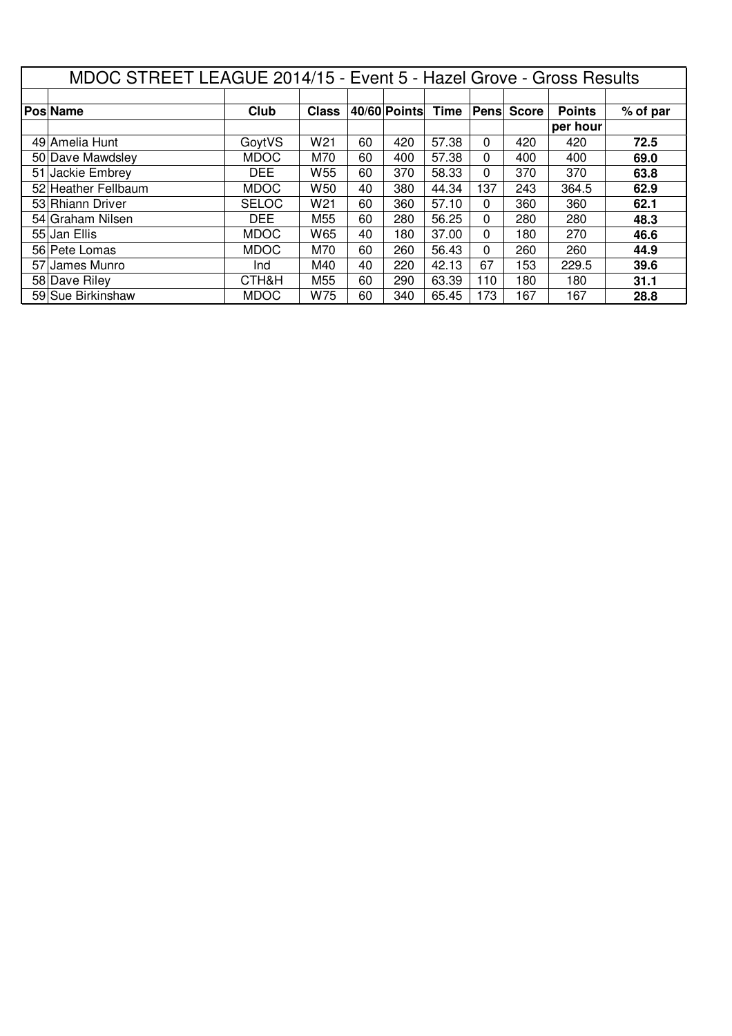## MDOC STREET LEAGUE 2014/15 - Event 5 - Hazel Grove - Gross Results

| Pos | Name | Club | Class | 40/60 | Points | Time | Pens | Score | Points per hour | % of par |
|---|---|---|---|---|---|---|---|---|---|---|
| 49 | Amelia Hunt | GoytVS | W21 | 60 | 420 | 57.38 | 0 | 420 | 420 | **72.5** |
| 50 | Dave Mawdsley | MDOC | M70 | 60 | 400 | 57.38 | 0 | 400 | 400 | **69.0** |
| 51 | Jackie Embrey | DEE | W55 | 60 | 370 | 58.33 | 0 | 370 | 370 | **63.8** |
| 52 | Heather Fellbaum | MDOC | W50 | 40 | 380 | 44.34 | 137 | 243 | 364.5 | **62.9** |
| 53 | Rhiann Driver | SELOC | W21 | 60 | 360 | 57.10 | 0 | 360 | 360 | **62.1** |
| 54 | Graham Nilsen | DEE | M55 | 60 | 280 | 56.25 | 0 | 280 | 280 | **48.3** |
| 55 | Jan Ellis | MDOC | W65 | 40 | 180 | 37.00 | 0 | 180 | 270 | **46.6** |
| 56 | Pete Lomas | MDOC | M70 | 60 | 260 | 56.43 | 0 | 260 | 260 | **44.9** |
| 57 | James Munro | Ind | M40 | 40 | 220 | 42.13 | 67 | 153 | 229.5 | **39.6** |
| 58 | Dave Riley | CTH&H | M55 | 60 | 290 | 63.39 | 110 | 180 | 180 | **31.1** |
| 59 | Sue Birkinshaw | MDOC | W75 | 60 | 340 | 65.45 | 173 | 167 | 167 | **28.8** |